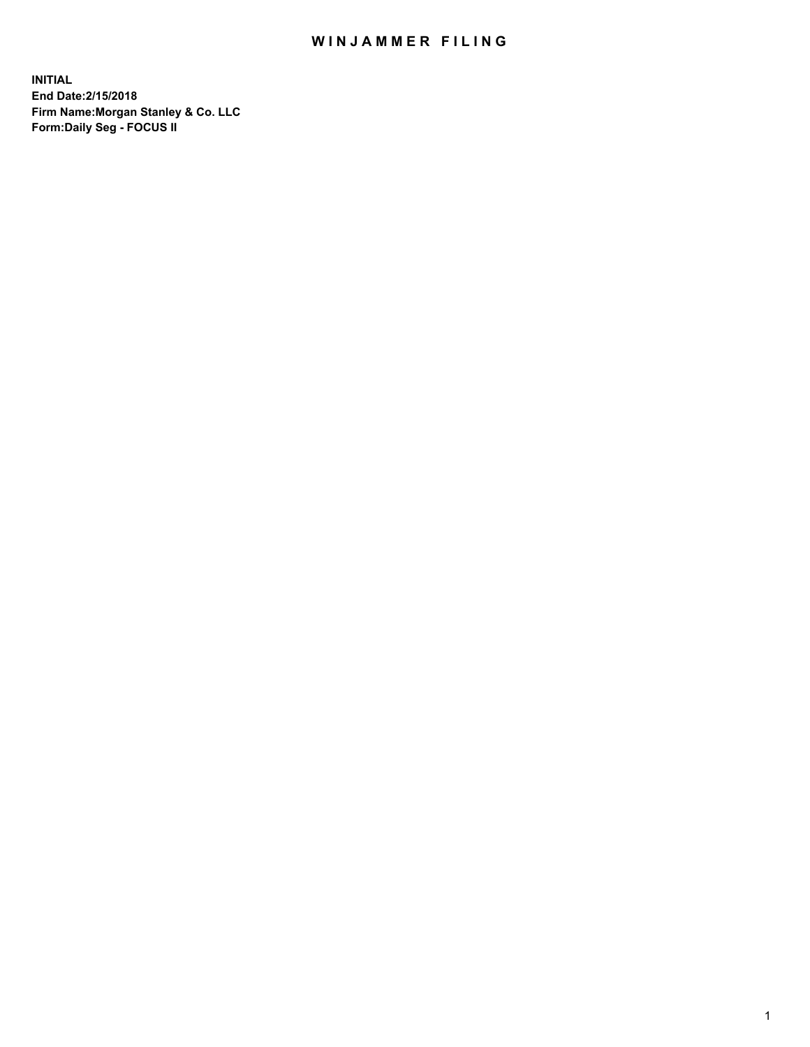# WINJAMMER FILING

**INITIAL**
**End Date:2/15/2018**
**Firm Name:Morgan Stanley & Co. LLC**
**Form:Daily Seg - FOCUS II**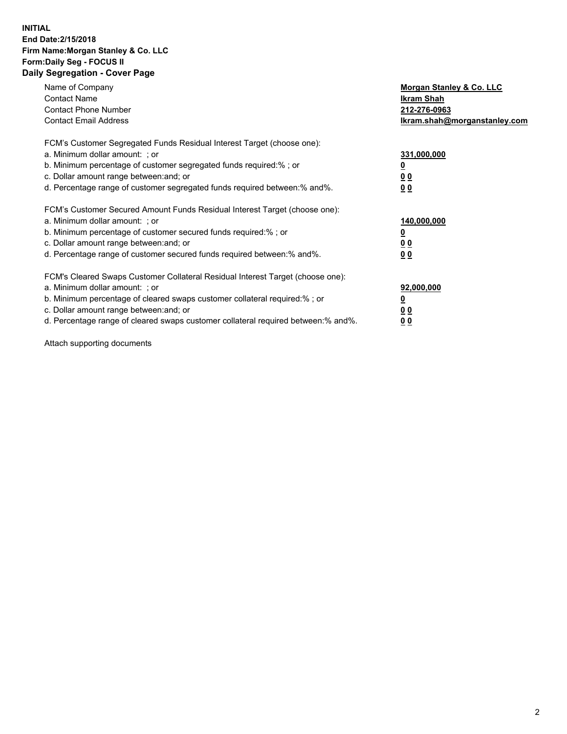**INITIAL**
**End Date:2/15/2018**
**Firm Name:Morgan Stanley & Co. LLC**
**Form:Daily Seg - FOCUS II**
**Daily Segregation - Cover Page**

| | |
|---|---|
| Name of Company | **Morgan Stanley & Co. LLC** |
| Contact Name | **Ikram Shah** |
| Contact Phone Number | **212-276-0963** |
| Contact Email Address | **Ikram.shah@morganstanley.com** |

| | |
|---|---|
| FCM's Customer Segregated Funds Residual Interest Target (choose one): | |
| a. Minimum dollar amount: ; or | **331,000,000** |
| b. Minimum percentage of customer segregated funds required:% ; or | **0** |
| c. Dollar amount range between:and; or | **0 0** |
| d. Percentage range of customer segregated funds required between:% and%. | **0 0** |

| | |
|---|---|
| FCM's Customer Secured Amount Funds Residual Interest Target (choose one): | |
| a. Minimum dollar amount: ; or | **140,000,000** |
| b. Minimum percentage of customer secured funds required:% ; or | **0** |
| c. Dollar amount range between:and; or | **0 0** |
| d. Percentage range of customer secured funds required between:% and%. | **0 0** |

| | |
|---|---|
| FCM's Cleared Swaps Customer Collateral Residual Interest Target (choose one): | |
| a. Minimum dollar amount: ; or | **92,000,000** |
| b. Minimum percentage of cleared swaps customer collateral required:% ; or | **0** |
| c. Dollar amount range between:and; or | **0 0** |
| d. Percentage range of cleared swaps customer collateral required between:% and%. | **0 0** |

Attach supporting documents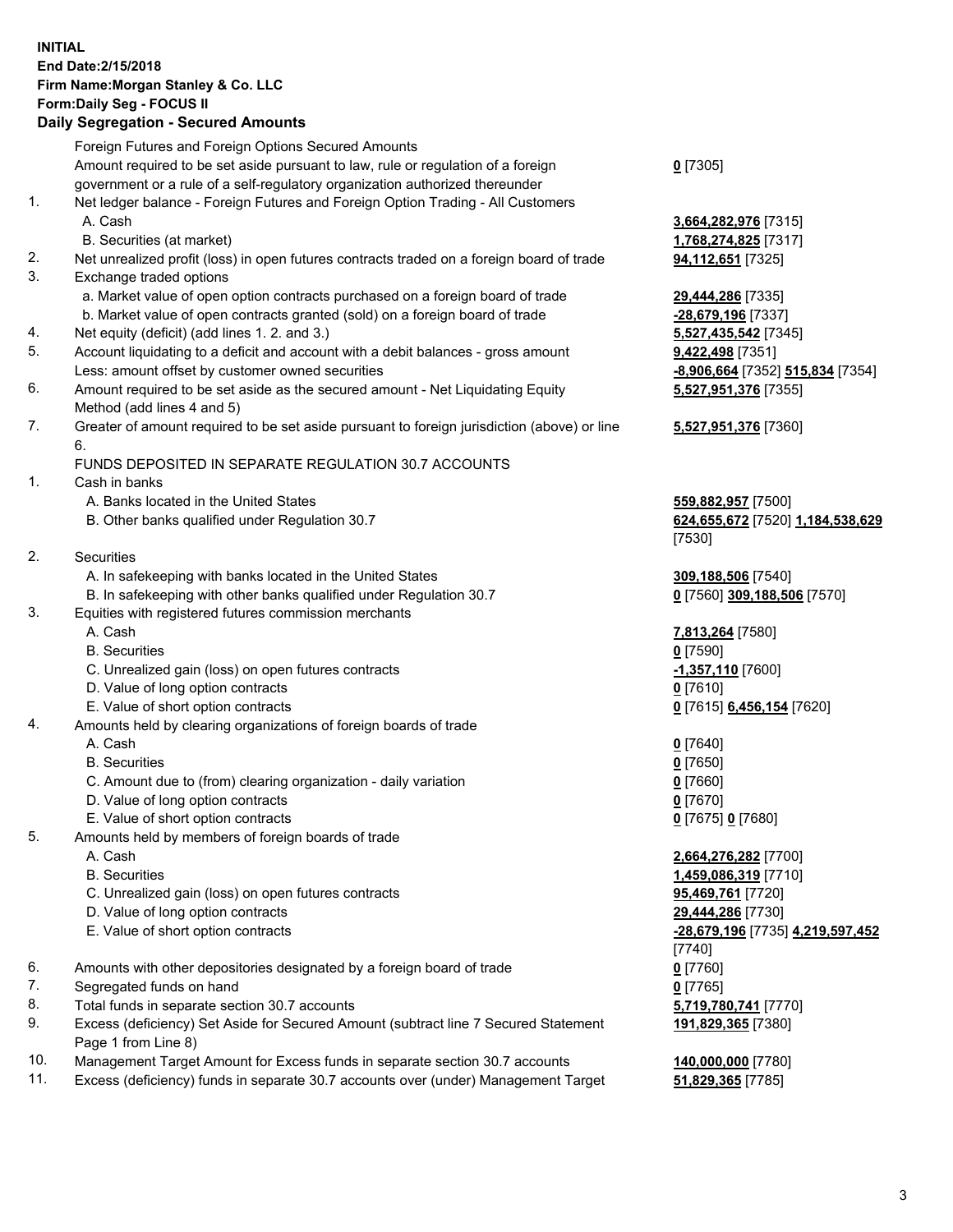**INITIAL**
**End Date:2/15/2018**
**Firm Name:Morgan Stanley & Co. LLC**
**Form:Daily Seg - FOCUS II**
**Daily Segregation - Secured Amounts**

| | | |
|---|---|---|
| | Foreign Futures and Foreign Options Secured Amounts | |
| | Amount required to be set aside pursuant to law, rule or regulation of a foreign government or a rule of a self-regulatory organization authorized thereunder | 0 [7305] |
| 1. | Net ledger balance - Foreign Futures and Foreign Option Trading - All Customers | |
| | A. Cash | 3,664,282,976 [7315] |
| | B. Securities (at market) | 1,768,274,825 [7317] |
| 2. | Net unrealized profit (loss) in open futures contracts traded on a foreign board of trade | 94,112,651 [7325] |
| 3. | Exchange traded options | |
| | a. Market value of open option contracts purchased on a foreign board of trade | 29,444,286 [7335] |
| | b. Market value of open contracts granted (sold) on a foreign board of trade | -28,679,196 [7337] |
| 4. | Net equity (deficit) (add lines 1. 2. and 3.) | 5,527,435,542 [7345] |
| 5. | Account liquidating to a deficit and account with a debit balances - gross amount | 9,422,498 [7351] |
| | Less: amount offset by customer owned securities | -8,906,664 [7352] 515,834 [7354] |
| 6. | Amount required to be set aside as the secured amount - Net Liquidating Equity Method (add lines 4 and 5) | 5,527,951,376 [7355] |
| 7. | Greater of amount required to be set aside pursuant to foreign jurisdiction (above) or line 6. | 5,527,951,376 [7360] |
| | FUNDS DEPOSITED IN SEPARATE REGULATION 30.7 ACCOUNTS | |
| 1. | Cash in banks | |
| | A. Banks located in the United States | 559,882,957 [7500] |
| | B. Other banks qualified under Regulation 30.7 | 624,655,672 [7520] 1,184,538,629 [7530] |
| 2. | Securities | |
| | A. In safekeeping with banks located in the United States | 309,188,506 [7540] |
| | B. In safekeeping with other banks qualified under Regulation 30.7 | 0 [7560] 309,188,506 [7570] |
| 3. | Equities with registered futures commission merchants | |
| | A. Cash | 7,813,264 [7580] |
| | B. Securities | 0 [7590] |
| | C. Unrealized gain (loss) on open futures contracts | -1,357,110 [7600] |
| | D. Value of long option contracts | 0 [7610] |
| | E. Value of short option contracts | 0 [7615] 6,456,154 [7620] |
| 4. | Amounts held by clearing organizations of foreign boards of trade | |
| | A. Cash | 0 [7640] |
| | B. Securities | 0 [7650] |
| | C. Amount due to (from) clearing organization - daily variation | 0 [7660] |
| | D. Value of long option contracts | 0 [7670] |
| | E. Value of short option contracts | 0 [7675] 0 [7680] |
| 5. | Amounts held by members of foreign boards of trade | |
| | A. Cash | 2,664,276,282 [7700] |
| | B. Securities | 1,459,086,319 [7710] |
| | C. Unrealized gain (loss) on open futures contracts | 95,469,761 [7720] |
| | D. Value of long option contracts | 29,444,286 [7730] |
| | E. Value of short option contracts | -28,679,196 [7735] 4,219,597,452 [7740] |
| 6. | Amounts with other depositories designated by a foreign board of trade | 0 [7760] |
| 7. | Segregated funds on hand | 0 [7765] |
| 8. | Total funds in separate section 30.7 accounts | 5,719,780,741 [7770] |
| 9. | Excess (deficiency) Set Aside for Secured Amount (subtract line 7 Secured Statement Page 1 from Line 8) | 191,829,365 [7380] |
| 10. | Management Target Amount for Excess funds in separate section 30.7 accounts | 140,000,000 [7780] |
| 11. | Excess (deficiency) funds in separate 30.7 accounts over (under) Management Target | 51,829,365 [7785] |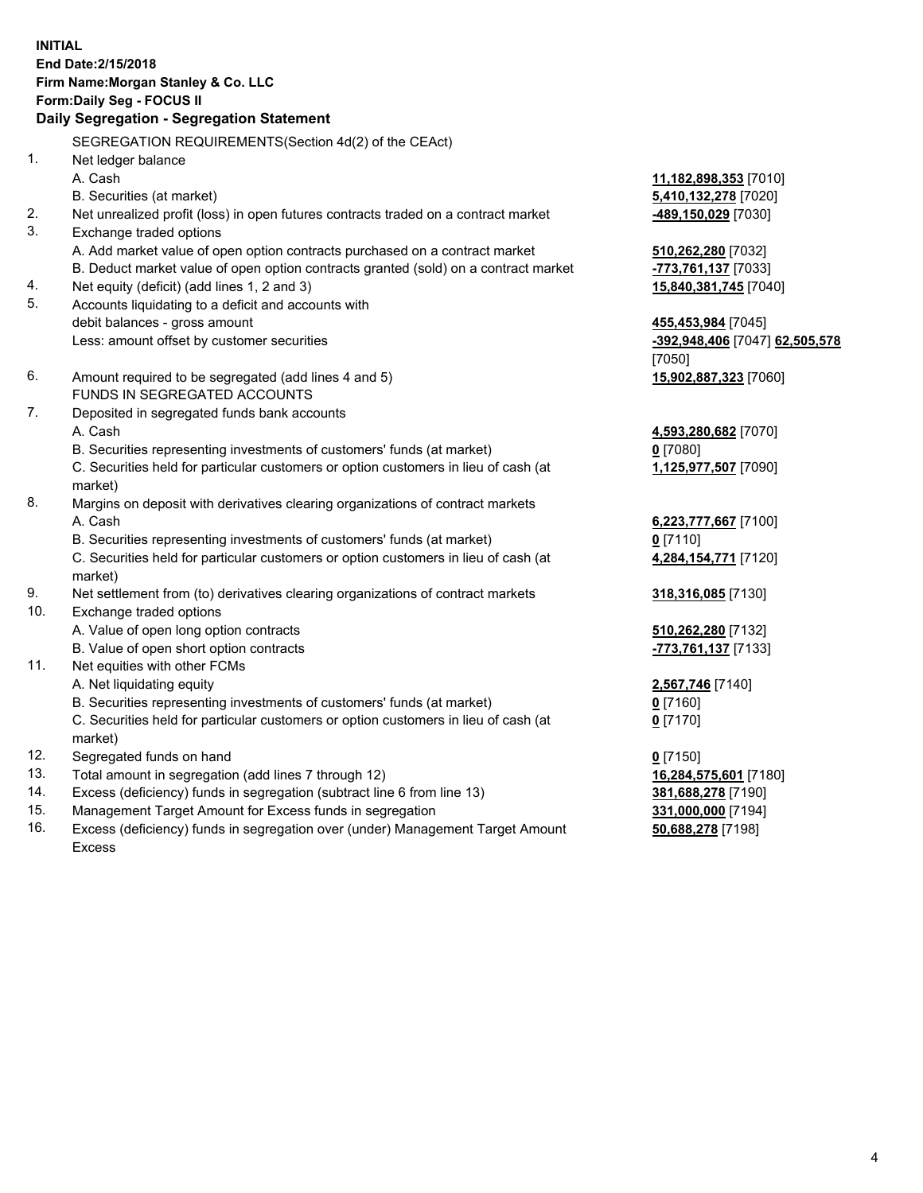**INITIAL**
**End Date:2/15/2018**
**Firm Name:Morgan Stanley & Co. LLC**
**Form:Daily Seg - FOCUS II**
**Daily Segregation - Segregation Statement**

| | | |
|---|---|---|
| | SEGREGATION REQUIREMENTS(Section 4d(2) of the CEAct) | |
| 1. | Net ledger balance | |
| | A. Cash | **11,182,898,353** [7010] |
| | B. Securities (at market) | **5,410,132,278** [7020] |
| 2. | Net unrealized profit (loss) in open futures contracts traded on a contract market | **-489,150,029** [7030] |
| 3. | Exchange traded options | |
| | A. Add market value of open option contracts purchased on a contract market | **510,262,280** [7032] |
| | B. Deduct market value of open option contracts granted (sold) on a contract market | **-773,761,137** [7033] |
| 4. | Net equity (deficit) (add lines 1, 2 and 3) | **15,840,381,745** [7040] |
| 5. | Accounts liquidating to a deficit and accounts with debit balances - gross amount | **455,453,984** [7045] |
| | Less: amount offset by customer securities | **-392,948,406** [7047] **62,505,578** [7050] |
| 6. | Amount required to be segregated (add lines 4 and 5) | **15,902,887,323** [7060] |
| | FUNDS IN SEGREGATED ACCOUNTS | |
| 7. | Deposited in segregated funds bank accounts | |
| | A. Cash | **4,593,280,682** [7070] |
| | B. Securities representing investments of customers' funds (at market) | **0** [7080] |
| | C. Securities held for particular customers or option customers in lieu of cash (at market) | **1,125,977,507** [7090] |
| 8. | Margins on deposit with derivatives clearing organizations of contract markets | |
| | A. Cash | **6,223,777,667** [7100] |
| | B. Securities representing investments of customers' funds (at market) | **0** [7110] |
| | C. Securities held for particular customers or option customers in lieu of cash (at market) | **4,284,154,771** [7120] |
| 9. | Net settlement from (to) derivatives clearing organizations of contract markets | **318,316,085** [7130] |
| 10. | Exchange traded options | |
| | A. Value of open long option contracts | **510,262,280** [7132] |
| | B. Value of open short option contracts | **-773,761,137** [7133] |
| 11. | Net equities with other FCMs | |
| | A. Net liquidating equity | **2,567,746** [7140] |
| | B. Securities representing investments of customers' funds (at market) | **0** [7160] |
| | C. Securities held for particular customers or option customers in lieu of cash (at market) | **0** [7170] |
| 12. | Segregated funds on hand | **0** [7150] |
| 13. | Total amount in segregation (add lines 7 through 12) | **16,284,575,601** [7180] |
| 14. | Excess (deficiency) funds in segregation (subtract line 6 from line 13) | **381,688,278** [7190] |
| 15. | Management Target Amount for Excess funds in segregation | **331,000,000** [7194] |
| 16. | Excess (deficiency) funds in segregation over (under) Management Target Amount Excess | **50,688,278** [7198] |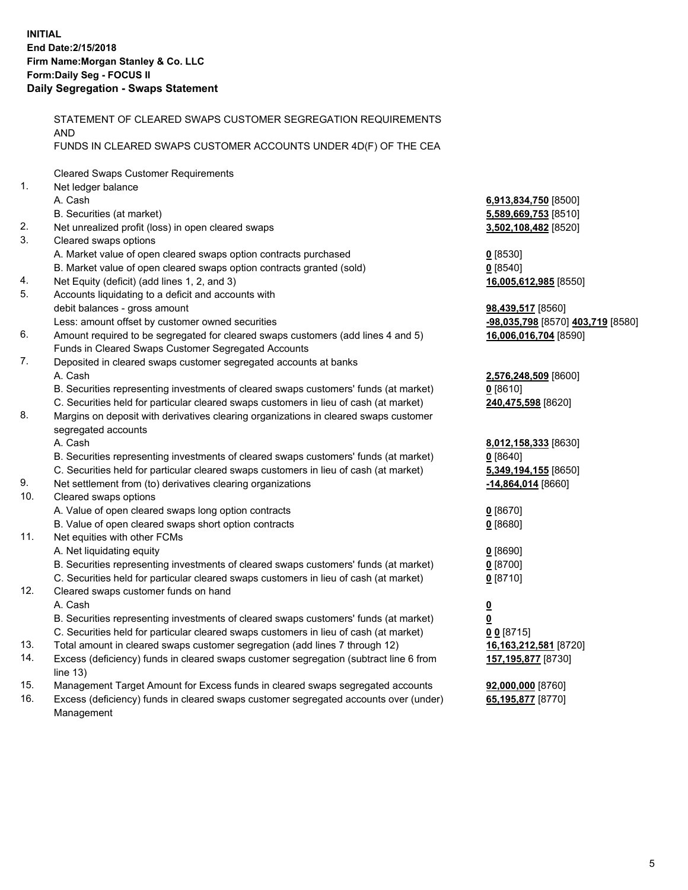**INITIAL**
**End Date:2/15/2018**
**Firm Name:Morgan Stanley & Co. LLC**
**Form:Daily Seg - FOCUS II**
**Daily Segregation - Swaps Statement**

STATEMENT OF CLEARED SWAPS CUSTOMER SEGREGATION REQUIREMENTS AND FUNDS IN CLEARED SWAPS CUSTOMER ACCOUNTS UNDER 4D(F) OF THE CEA

| | | |
|---|---|---|
| | Cleared Swaps Customer Requirements | |
| 1. | Net ledger balance | |
| | A. Cash | **6,913,834,750** [8500] |
| | B. Securities (at market) | **5,589,669,753** [8510] |
| 2. | Net unrealized profit (loss) in open cleared swaps | **3,502,108,482** [8520] |
| 3. | Cleared swaps options | |
| | A. Market value of open cleared swaps option contracts purchased | **0** [8530] |
| | B. Market value of open cleared swaps option contracts granted (sold) | **0** [8540] |
| 4. | Net Equity (deficit) (add lines 1, 2, and 3) | **16,005,612,985** [8550] |
| 5. | Accounts liquidating to a deficit and accounts with debit balances - gross amount | **98,439,517** [8560] |
| | Less: amount offset by customer owned securities | **-98,035,798** [8570] **403,719** [8580] |
| 6. | Amount required to be segregated for cleared swaps customers (add lines 4 and 5) | **16,006,016,704** [8590] |
| | Funds in Cleared Swaps Customer Segregated Accounts | |
| 7. | Deposited in cleared swaps customer segregated accounts at banks | |
| | A. Cash | **2,576,248,509** [8600] |
| | B. Securities representing investments of cleared swaps customers' funds (at market) | **0** [8610] |
| | C. Securities held for particular cleared swaps customers in lieu of cash (at market) | **240,475,598** [8620] |
| 8. | Margins on deposit with derivatives clearing organizations in cleared swaps customer segregated accounts | |
| | A. Cash | **8,012,158,333** [8630] |
| | B. Securities representing investments of cleared swaps customers' funds (at market) | **0** [8640] |
| | C. Securities held for particular cleared swaps customers in lieu of cash (at market) | **5,349,194,155** [8650] |
| 9. | Net settlement from (to) derivatives clearing organizations | **-14,864,014** [8660] |
| 10. | Cleared swaps options | |
| | A. Value of open cleared swaps long option contracts | **0** [8670] |
| | B. Value of open cleared swaps short option contracts | **0** [8680] |
| 11. | Net equities with other FCMs | |
| | A. Net liquidating equity | **0** [8690] |
| | B. Securities representing investments of cleared swaps customers' funds (at market) | **0** [8700] |
| | C. Securities held for particular cleared swaps customers in lieu of cash (at market) | **0** [8710] |
| 12. | Cleared swaps customer funds on hand | |
| | A. Cash | **0** |
| | B. Securities representing investments of cleared swaps customers' funds (at market) | **0** |
| | C. Securities held for particular cleared swaps customers in lieu of cash (at market) | **0** **0** [8715] |
| 13. | Total amount in cleared swaps customer segregation (add lines 7 through 12) | **16,163,212,581** [8720] |
| 14. | Excess (deficiency) funds in cleared swaps customer segregation (subtract line 6 from line 13) | **157,195,877** [8730] |
| 15. | Management Target Amount for Excess funds in cleared swaps segregated accounts | **92,000,000** [8760] |
| 16. | Excess (deficiency) funds in cleared swaps customer segregated accounts over (under) Management | **65,195,877** [8770] |